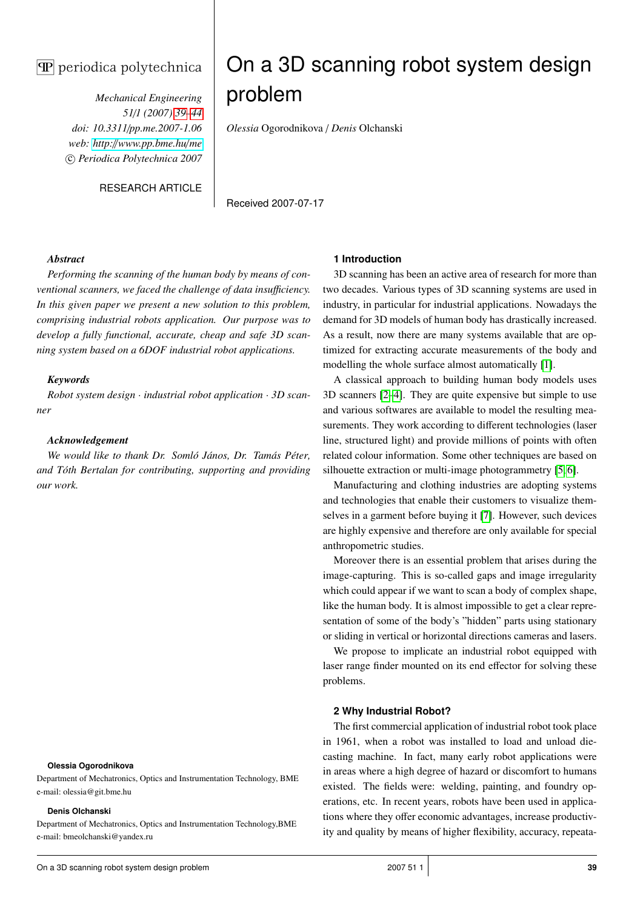# On a 3D scanning robot system design problem

*Olessia* Ogorodnikova / *Denis* Olchanski

RESEARCH ARTICLE

Received 2007-07-17

***Abstract***

*Performing the scanning of the human body by means of conventional scanners, we faced the challenge of data insufficiency. In this given paper we present a new solution to this problem, comprising industrial robots application. Our purpose was to develop a fully functional, accurate, cheap and safe 3D scanning system based on a 6DOF industrial robot applications.*

***Keywords***

*Robot system design · industrial robot application · 3D scanner*

***Acknowledgement***

*We would like to thank Dr. Somló János, Dr. Tamás Péter, and Tóth Bertalan for contributing, supporting and providing our work.*

**Olessia Ogorodnikova**

Department of Mechatronics, Optics and Instrumentation Technology, BME
e-mail: olessia@git.bme.hu

**Denis Olchanski**

Department of Mechatronics, Optics and Instrumentation Technology,BME
e-mail: bmeolchanski@yandex.ru

## 1 Introduction

3D scanning has been an active area of research for more than two decades. Various types of 3D scanning systems are used in industry, in particular for industrial applications. Nowadays the demand for 3D models of human body has drastically increased. As a result, now there are many systems available that are optimized for extracting accurate measurements of the body and modelling the whole surface almost automatically [1].

A classical approach to building human body models uses 3D scanners [2–4]. They are quite expensive but simple to use and various softwares are available to model the resulting measurements. They work according to different technologies (laser line, structured light) and provide millions of points with often related colour information. Some other techniques are based on silhouette extraction or multi-image photogrammetry [5, 6].

Manufacturing and clothing industries are adopting systems and technologies that enable their customers to visualize themselves in a garment before buying it [7]. However, such devices are highly expensive and therefore are only available for special anthropometric studies.

Moreover there is an essential problem that arises during the image-capturing. This is so-called gaps and image irregularity which could appear if we want to scan a body of complex shape, like the human body. It is almost impossible to get a clear representation of some of the body's "hidden" parts using stationary or sliding in vertical or horizontal directions cameras and lasers.

We propose to implicate an industrial robot equipped with laser range finder mounted on its end effector for solving these problems.

## 2 Why Industrial Robot?

The first commercial application of industrial robot took place in 1961, when a robot was installed to load and unload die-casting machine. In fact, many early robot applications were in areas where a high degree of hazard or discomfort to humans existed. The fields were: welding, painting, and foundry operations, etc. In recent years, robots have been used in applications where they offer economic advantages, increase productivity and quality by means of higher flexibility, accuracy, repeata-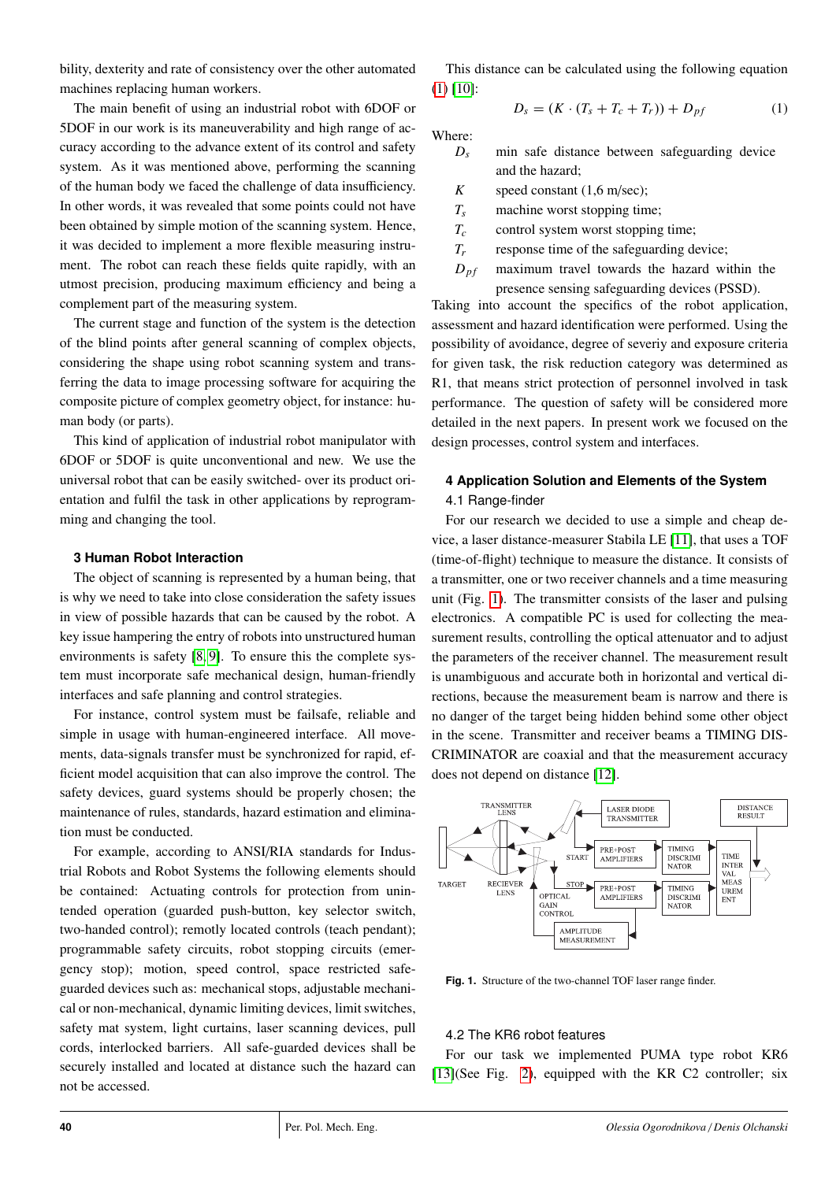bility, dexterity and rate of consistency over the other automated machines replacing human workers.

The main benefit of using an industrial robot with 6DOF or 5DOF in our work is its maneuverability and high range of accuracy according to the advance extent of its control and safety system. As it was mentioned above, performing the scanning of the human body we faced the challenge of data insufficiency. In other words, it was revealed that some points could not have been obtained by simple motion of the scanning system. Hence, it was decided to implement a more flexible measuring instrument. The robot can reach these fields quite rapidly, with an utmost precision, producing maximum efficiency and being a complement part of the measuring system.

The current stage and function of the system is the detection of the blind points after general scanning of complex objects, considering the shape using robot scanning system and transferring the data to image processing software for acquiring the composite picture of complex geometry object, for instance: human body (or parts).

This kind of application of industrial robot manipulator with 6DOF or 5DOF is quite unconventional and new. We use the universal robot that can be easily switched- over its product orientation and fulfil the task in other applications by reprogramming and changing the tool.

### 3 Human Robot Interaction

The object of scanning is represented by a human being, that is why we need to take into close consideration the safety issues in view of possible hazards that can be caused by the robot. A key issue hampering the entry of robots into unstructured human environments is safety [8, 9]. To ensure this the complete system must incorporate safe mechanical design, human-friendly interfaces and safe planning and control strategies.

For instance, control system must be failsafe, reliable and simple in usage with human-engineered interface. All movements, data-signals transfer must be synchronized for rapid, efficient model acquisition that can also improve the control. The safety devices, guard systems should be properly chosen; the maintenance of rules, standards, hazard estimation and elimination must be conducted.

For example, according to ANSI/RIA standards for Industrial Robots and Robot Systems the following elements should be contained: Actuating controls for protection from unintended operation (guarded push-button, key selector switch, two-handed control); remotly located controls (teach pendant); programmable safety circuits, robot stopping circuits (emergency stop); motion, speed control, space restricted safeguarded devices such as: mechanical stops, adjustable mechanical or non-mechanical, dynamic limiting devices, limit switches, safety mat system, light curtains, laser scanning devices, pull cords, interlocked barriers. All safe-guarded devices shall be securely installed and located at distance such the hazard can not be accessed.

This distance can be calculated using the following equation (1) [10]:

$$D_s = (K \cdot (T_s + T_c + T_r)) + D_{pf} \tag{1}$$

Where:

- $D_s$ min safe distance between safeguarding device and the hazard;
- $K$ speed constant (1,6 m/sec);
- $T_s$ machine worst stopping time;
- $T_c$ control system worst stopping time;
- $T_r$ response time of the safeguarding device;
- $D_{pf}$ maximum travel towards the hazard within the presence sensing safeguarding devices (PSSD).

Taking into account the specifics of the robot application, assessment and hazard identification were performed. Using the possibility of avoidance, degree of severiy and exposure criteria for given task, the risk reduction category was determined as R1, that means strict protection of personnel involved in task performance. The question of safety will be considered more detailed in the next papers. In present work we focused on the design processes, control system and interfaces.

### 4 Application Solution and Elements of the System

#### 4.1 Range-finder

For our research we decided to use a simple and cheap device, a laser distance-measurer Stabila LE [11], that uses a TOF (time-of-flight) technique to measure the distance. It consists of a transmitter, one or two receiver channels and a time measuring unit (Fig. 1). The transmitter consists of the laser and pulsing electronics. A compatible PC is used for collecting the measurement results, controlling the optical attenuator and to adjust the parameters of the receiver channel. The measurement result is unambiguous and accurate both in horizontal and vertical directions, because the measurement beam is narrow and there is no danger of the target being hidden behind some other object in the scene. Transmitter and receiver beams a TIMING DISCRIMINATOR are coaxial and that the measurement accuracy does not depend on distance [12].

**Fig. 1.** Structure of the two-channel TOF laser range finder.

#### 4.2 The KR6 robot features

For our task we implemented PUMA type robot KR6 [13](See Fig. 2), equipped with the KR C2 controller; six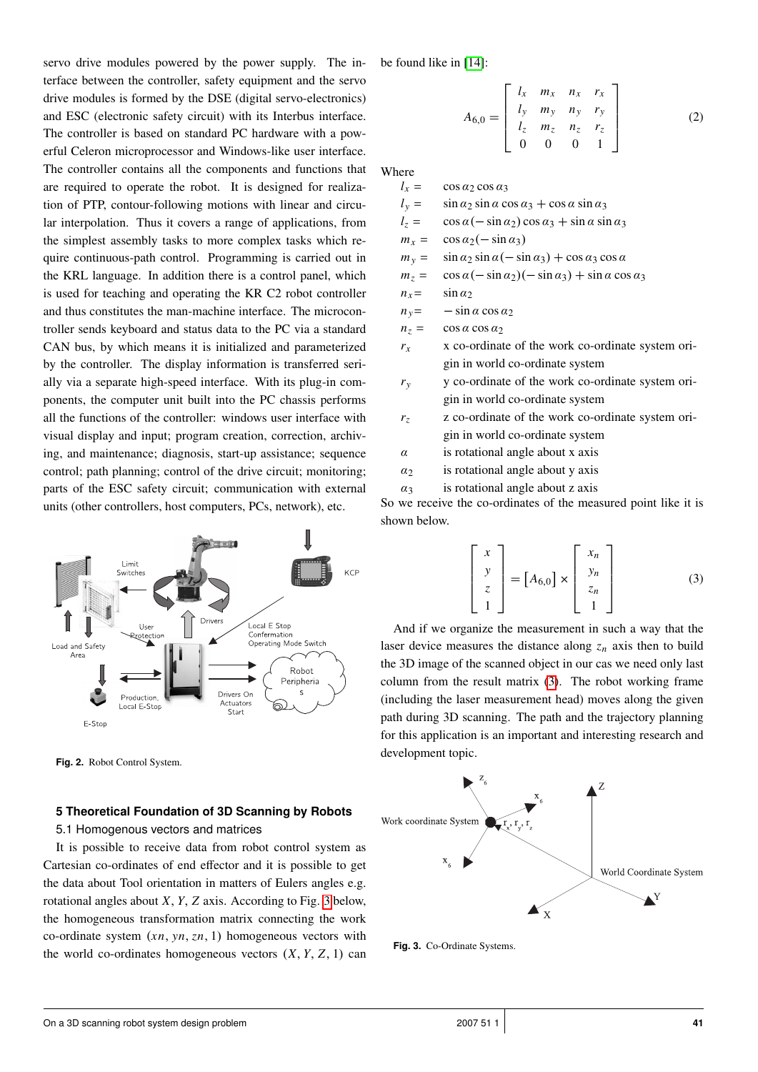servo drive modules powered by the power supply. The interface between the controller, safety equipment and the servo drive modules is formed by the DSE (digital servo-electronics) and ESC (electronic safety circuit) with its Interbus interface. The controller is based on standard PC hardware with a powerful Celeron microprocessor and Windows-like user interface. The controller contains all the components and functions that are required to operate the robot. It is designed for realization of PTP, contour-following motions with linear and circular interpolation. Thus it covers a range of applications, from the simplest assembly tasks to more complex tasks which require continuous-path control. Programming is carried out in the KRL language. In addition there is a control panel, which is used for teaching and operating the KR C2 robot controller and thus constitutes the man-machine interface. The microcontroller sends keyboard and status data to the PC via a standard CAN bus, by which means it is initialized and parameterized by the controller. The display information is transferred serially via a separate high-speed interface. With its plug-in components, the computer unit built into the PC chassis performs all the functions of the controller: windows user interface with visual display and input; program creation, correction, archiving, and maintenance; diagnosis, start-up assistance; sequence control; path planning; control of the drive circuit; monitoring; parts of the ESC safety circuit; communication with external units (other controllers, host computers, PCs, network), etc.

**Fig. 2.** Robot Control System.

## 5 Theoretical Foundation of 3D Scanning by Robots

### 5.1 Homogenous vectors and matrices

It is possible to receive data from robot control system as Cartesian co-ordinates of end effector and it is possible to get the data about Tool orientation in matters of Eulers angles e.g. rotational angles about $X$, $Y$, $Z$ axis. According to Fig. 3 below, the homogeneous transformation matrix connecting the work co-ordinate system $(xn, yn, zn, 1)$ homogeneous vectors with the world co-ordinates homogeneous vectors $(X, Y, Z, 1)$ can be found like in [14]:

$$A_{6,0} = \begin{bmatrix} l_x & m_x & n_x & r_x \\ l_y & m_y & n_y & r_y \\ l_z & m_z & n_z & r_z \\ 0 & 0 & 0 & 1 \end{bmatrix} \quad (2)$$

Where

- $l_x = \cos\alpha_2 \cos\alpha_3$
- $l_y = \sin\alpha_2 \sin\alpha \cos\alpha_3 + \cos\alpha \sin\alpha_3$
- $l_z = \cos\alpha(-\sin\alpha_2)\cos\alpha_3 + \sin\alpha \sin\alpha_3$
- $m_x = \cos\alpha_2(-\sin\alpha_3)$
- $m_y = \sin\alpha_2 \sin\alpha(-\sin\alpha_3) + \cos\alpha_3 \cos\alpha$
- $m_z = \cos\alpha(-\sin\alpha_2)(-\sin\alpha_3) + \sin\alpha \cos\alpha_3$
- $n_x = \sin\alpha_2$
- $n_y = -\sin\alpha \cos\alpha_2$
- $n_z = \cos\alpha \cos\alpha_2$
- $r_x$ x co-ordinate of the work co-ordinate system origin in world co-ordinate system
- $r_y$ y co-ordinate of the work co-ordinate system origin in world co-ordinate system
- $r_z$ z co-ordinate of the work co-ordinate system origin in world co-ordinate system
- $\alpha$ is rotational angle about x axis
- $\alpha_2$ is rotational angle about y axis
- $\alpha_3$ is rotational angle about z axis

So we receive the co-ordinates of the measured point like it is shown below.

$$\begin{bmatrix} x \\ y \\ z \\ 1 \end{bmatrix} = \begin{bmatrix} A_{6,0} \end{bmatrix} \times \begin{bmatrix} x_n \\ y_n \\ z_n \\ 1 \end{bmatrix} \quad (3)$$

And if we organize the measurement in such a way that the laser device measures the distance along $z_n$ axis then to build the 3D image of the scanned object in our cas we need only last column from the result matrix (3). The robot working frame (including the laser measurement head) moves along the given path during 3D scanning. The path and the trajectory planning for this application is an important and interesting research and development topic.

**Fig. 3.** Co-Ordinate Systems.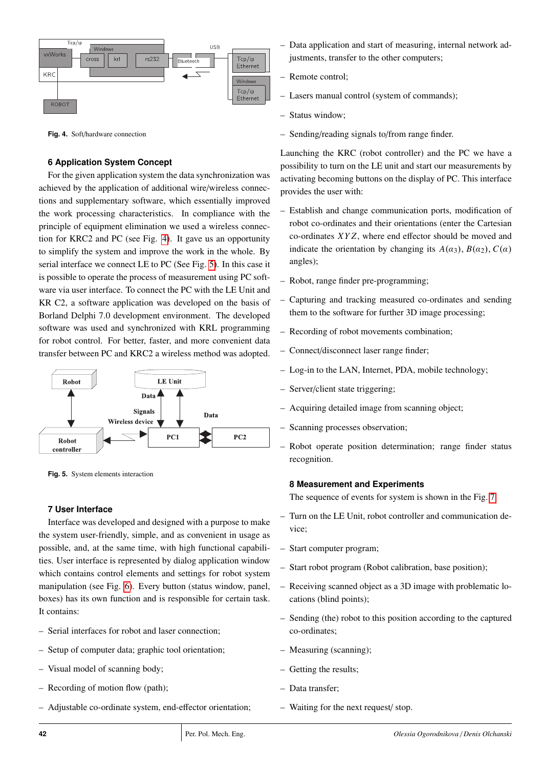**Fig. 4.** Soft/hardware connection

## 6 Application System Concept

For the given application system the data synchronization was achieved by the application of additional wire/wireless connections and supplementary software, which essentially improved the work processing characteristics. In compliance with the principle of equipment elimination we used a wireless connection for KRC2 and PC (see Fig. 4). It gave us an opportunity to simplify the system and improve the work in the whole. By serial interface we connect LE to PC (See Fig. 5). In this case it is possible to operate the process of measurement using PC software via user interface. To connect the PC with the LE Unit and KR C2, a software application was developed on the basis of Borland Delphi 7.0 development environment. The developed software was used and synchronized with KRL programming for robot control. For better, faster, and more convenient data transfer between PC and KRC2 a wireless method was adopted.

**Fig. 5.** System elements interaction

## 7 User Interface

Interface was developed and designed with a purpose to make the system user-friendly, simple, and as convenient in usage as possible, and, at the same time, with high functional capabilities. User interface is represented by dialog application window which contains control elements and settings for robot system manipulation (see Fig. 6). Every button (status window, panel, boxes) has its own function and is responsible for certain task. It contains:

- Serial interfaces for robot and laser connection;
- Setup of computer data; graphic tool orientation;
- Visual model of scanning body;
- Recording of motion flow (path);
- Adjustable co-ordinate system, end-effector orientation;
- Data application and start of measuring, internal network adjustments, transfer to the other computers;
- Remote control;
- Lasers manual control (system of commands);
- Status window;
- Sending/reading signals to/from range finder.

Launching the KRC (robot controller) and the PC we have a possibility to turn on the LE unit and start our measurements by activating becoming buttons on the display of PC. This interface provides the user with:

- Establish and change communication ports, modification of robot co-ordinates and their orientations (enter the Cartesian co-ordinates $XYZ$, where end effector should be moved and indicate the orientation by changing its $A(\alpha_3)$, $B(\alpha_2)$, $C(\alpha)$ angles);
- Robot, range finder pre-programming;
- Capturing and tracking measured co-ordinates and sending them to the software for further 3D image processing;
- Recording of robot movements combination;
- Connect/disconnect laser range finder;
- Log-in to the LAN, Internet, PDA, mobile technology;
- Server/client state triggering;
- Acquiring detailed image from scanning object;
- Scanning processes observation;
- Robot operate position determination; range finder status recognition.

## 8 Measurement and Experiments

The sequence of events for system is shown in the Fig. 7

- Turn on the LE Unit, robot controller and communication device;
- Start computer program;
- Start robot program (Robot calibration, base position);
- Receiving scanned object as a 3D image with problematic locations (blind points);
- Sending (the) robot to this position according to the captured co-ordinates;
- Measuring (scanning);
- Getting the results;
- Data transfer;
- Waiting for the next request/ stop.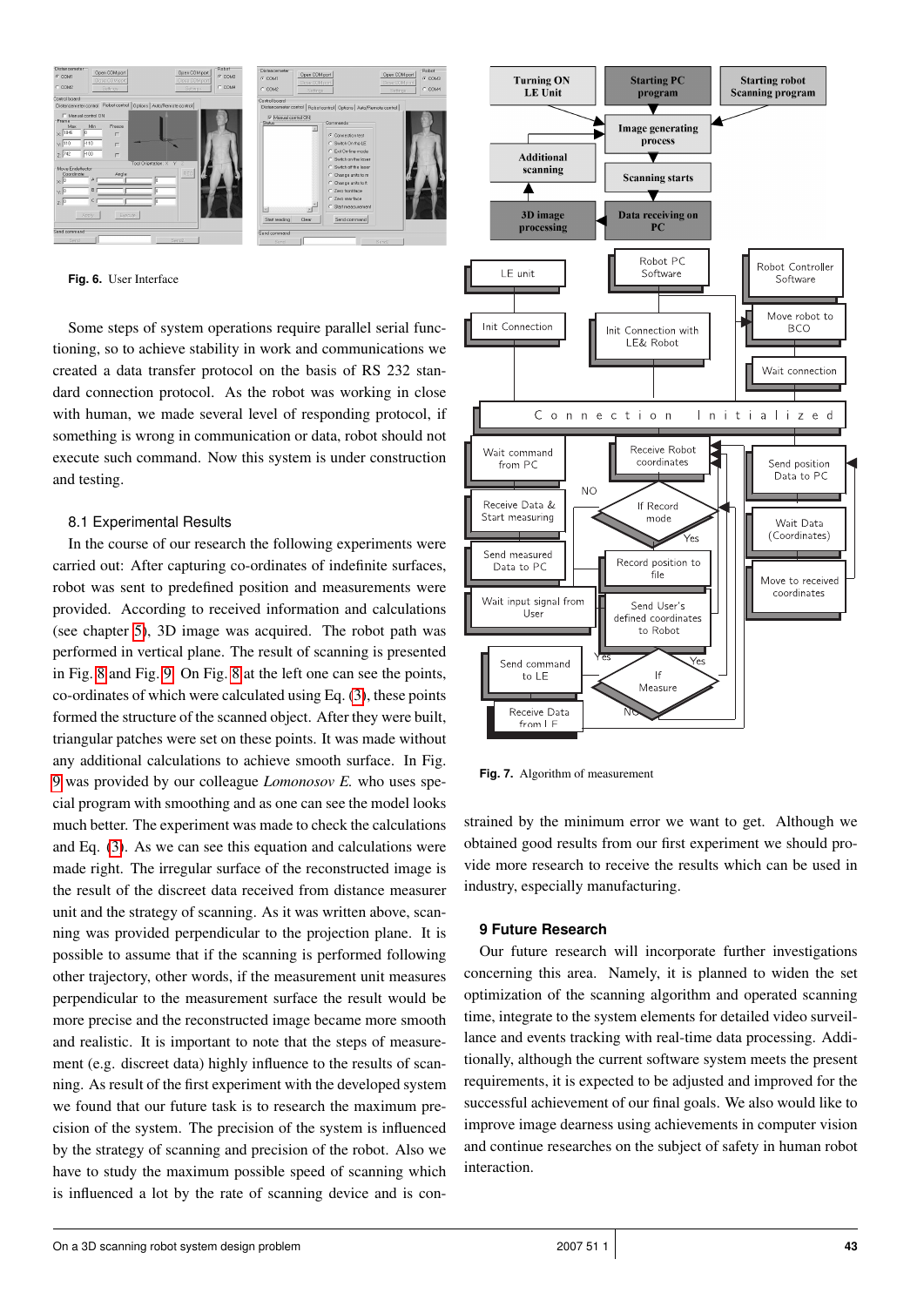**Fig. 6.** User Interface

Some steps of system operations require parallel serial functioning, so to achieve stability in work and communications we created a data transfer protocol on the basis of RS 232 standard connection protocol. As the robot was working in close with human, we made several level of responding protocol, if something is wrong in communication or data, robot should not execute such command. Now this system is under construction and testing.

### 8.1 Experimental Results

In the course of our research the following experiments were carried out: After capturing co-ordinates of indefinite surfaces, robot was sent to predefined position and measurements were provided. According to received information and calculations (see chapter 5), 3D image was acquired. The robot path was performed in vertical plane. The result of scanning is presented in Fig. 8 and Fig. 9. On Fig. 8 at the left one can see the points, co-ordinates of which were calculated using Eq. (3), these points formed the structure of the scanned object. After they were built, triangular patches were set on these points. It was made without any additional calculations to achieve smooth surface. In Fig. 9 was provided by our colleague *Lomonosov E.* who uses special program with smoothing and as one can see the model looks much better. The experiment was made to check the calculations and Eq. (3). As we can see this equation and calculations were made right. The irregular surface of the reconstructed image is the result of the discreet data received from distance measurer unit and the strategy of scanning. As it was written above, scanning was provided perpendicular to the projection plane. It is possible to assume that if the scanning is performed following other trajectory, other words, if the measurement unit measures perpendicular to the measurement surface the result would be more precise and the reconstructed image became more smooth and realistic. It is important to note that the steps of measurement (e.g. discreet data) highly influence to the results of scanning. As result of the first experiment with the developed system we found that our future task is to research the maximum precision of the system. The precision of the system is influenced by the strategy of scanning and precision of the robot. Also we have to study the maximum possible speed of scanning which is influenced a lot by the rate of scanning device and is constrained by the minimum error we want to get. Although we obtained good results from our first experiment we should provide more research to receive the results which can be used in industry, especially manufacturing.

**Fig. 7.** Algorithm of measurement

## 9 Future Research

Our future research will incorporate further investigations concerning this area. Namely, it is planned to widen the set optimization of the scanning algorithm and operated scanning time, integrate to the system elements for detailed video surveillance and events tracking with real-time data processing. Additionally, although the current software system meets the present requirements, it is expected to be adjusted and improved for the successful achievement of our final goals. We also would like to improve image dearness using achievements in computer vision and continue researches on the subject of safety in human robot interaction.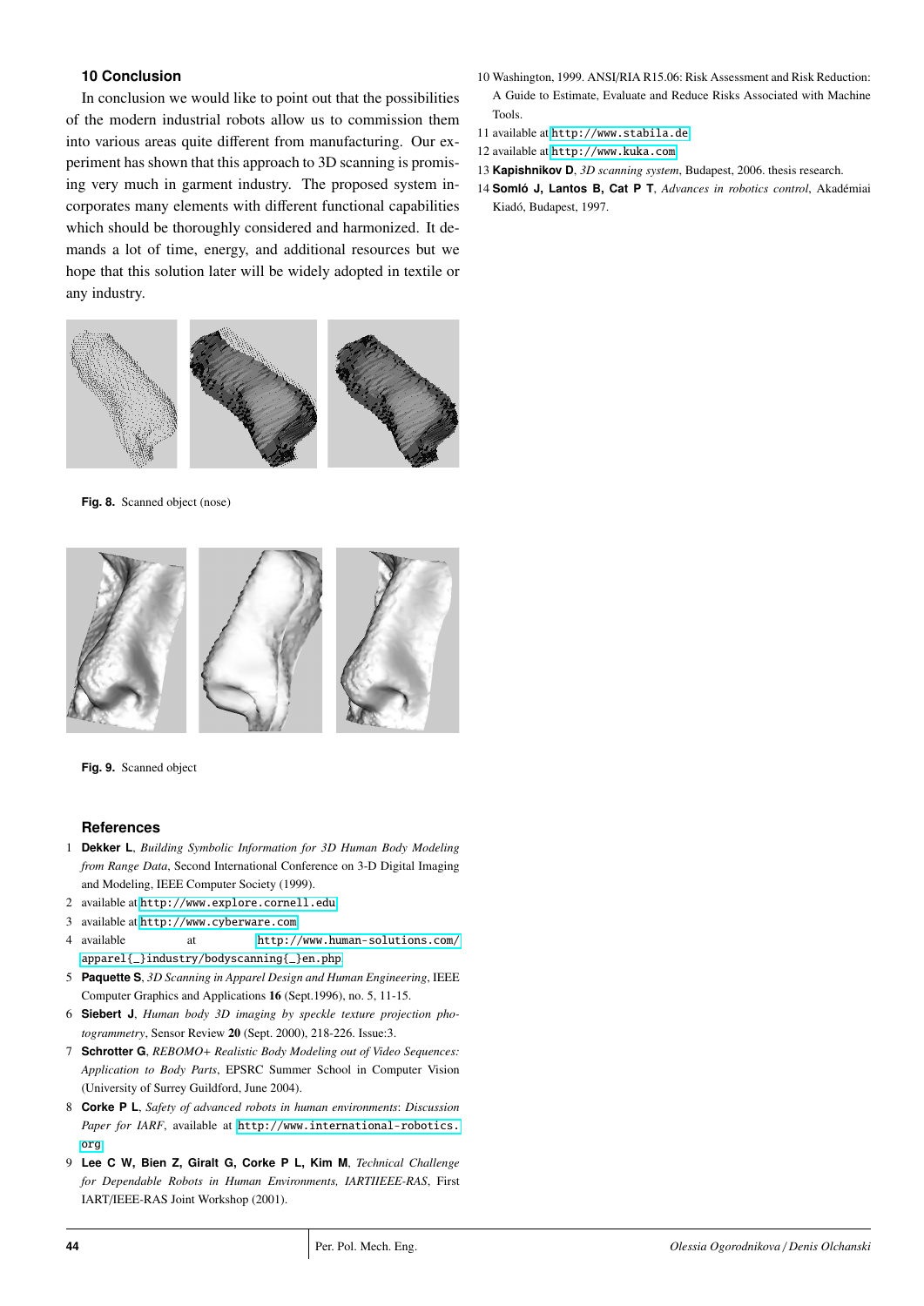## 10 Conclusion

In conclusion we would like to point out that the possibilities of the modern industrial robots allow us to commission them into various areas quite different from manufacturing. Our experiment has shown that this approach to 3D scanning is promising very much in garment industry. The proposed system incorporates many elements with different functional capabilities which should be thoroughly considered and harmonized. It demands a lot of time, energy, and additional resources but we hope that this solution later will be widely adopted in textile or any industry.

**Fig. 8.** Scanned object (nose)

**Fig. 9.** Scanned object

## References

1. **Dekker L**, *Building Symbolic Information for 3D Human Body Modeling from Range Data*, Second International Conference on 3-D Digital Imaging and Modeling, IEEE Computer Society (1999).
2. available at http://www.explore.cornell.edu
3. available at http://www.cyberware.com
4. available at http://www.human-solutions.com/apparel{_}industry/bodyscanning{_}en.php
5. **Paquette S**, *3D Scanning in Apparel Design and Human Engineering*, IEEE Computer Graphics and Applications **16** (Sept.1996), no. 5, 11-15.
6. **Siebert J**, *Human body 3D imaging by speckle texture projection photogrammetry*, Sensor Review **20** (Sept. 2000), 218-226. Issue:3.
7. **Schrotter G**, *REBOMO+ Realistic Body Modeling out of Video Sequences: Application to Body Parts*, EPSRC Summer School in Computer Vision (University of Surrey Guildford, June 2004).
8. **Corke P L**, *Safety of advanced robots in human environments*: *Discussion Paper for IARF*, available at http://www.international-robotics.org
9. **Lee C W, Bien Z, Giralt G, Corke P L, Kim M**, *Technical Challenge for Dependable Robots in Human Environments, IARTIIEEE-RAS*, First IART/IEEE-RAS Joint Workshop (2001).
10. Washington, 1999. ANSI/RIA R15.06: Risk Assessment and Risk Reduction: A Guide to Estimate, Evaluate and Reduce Risks Associated with Machine Tools.
11. available at http://www.stabila.de
12. available at http://www.kuka.com
13. **Kapishnikov D**, *3D scanning system*, Budapest, 2006. thesis research.
14. **Somló J, Lantos B, Cat P T**, *Advances in robotics control*, Akadémiai Kiadó, Budapest, 1997.